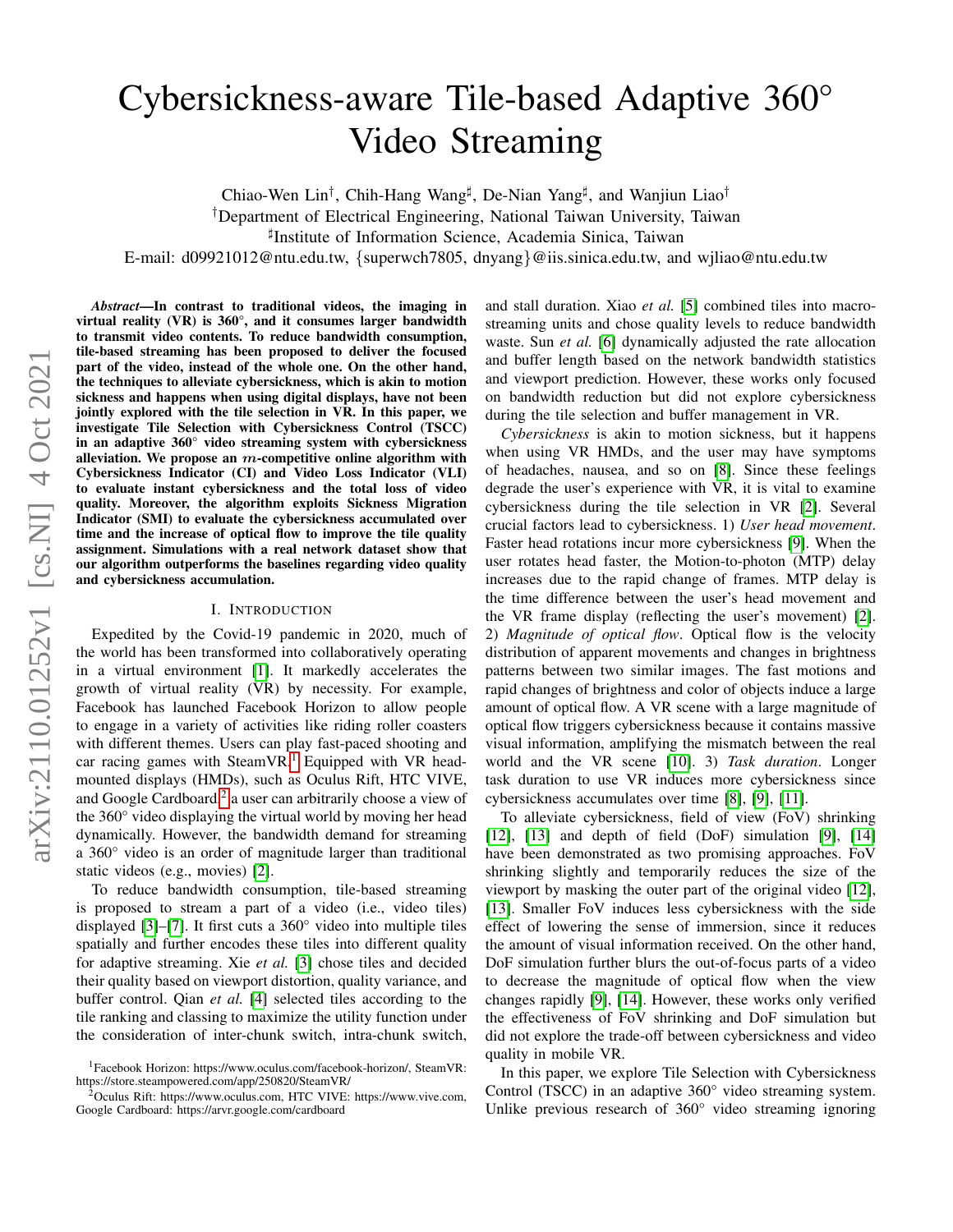# Cybersickness-aware Tile-based Adaptive 360° Video Streaming

Chiao-Wen Lin[†], Chih-Hang Wang[♯], De-Nian Yang[♯], and Wanjiun Liao[†]

[†]Department of Electrical Engineering, National Taiwan University, Taiwan

[♯]Institute of Information Science, Academia Sinica, Taiwan

E-mail: d09921012@ntu.edu.tw, {superwch7805, dnyang}@iis.sinica.edu.tw, and wjliao@ntu.edu.tw

***Abstract*—In contrast to traditional videos, the imaging in virtual reality (VR) is 360°, and it consumes larger bandwidth to transmit video contents. To reduce bandwidth consumption, tile-based streaming has been proposed to deliver the focused part of the video, instead of the whole one. On the other hand, the techniques to alleviate cybersickness, which is akin to motion sickness and happens when using digital displays, have not been jointly explored with the tile selection in VR. In this paper, we investigate Tile Selection with Cybersickness Control (TSCC) in an adaptive 360° video streaming system with cybersickness alleviation. We propose an $m$-competitive online algorithm with Cybersickness Indicator (CI) and Video Loss Indicator (VLI) to evaluate instant cybersickness and the total loss of video quality. Moreover, the algorithm exploits Sickness Migration Indicator (SMI) to evaluate the cybersickness accumulated over time and the increase of optical flow to improve the tile quality assignment. Simulations with a real network dataset show that our algorithm outperforms the baselines regarding video quality and cybersickness accumulation.**

## I. Introduction

Expedited by the Covid-19 pandemic in 2020, much of the world has been transformed into collaboratively operating in a virtual environment [1]. It markedly accelerates the growth of virtual reality (VR) by necessity. For example, Facebook has launched Facebook Horizon to allow people to engage in a variety of activities like riding roller coasters with different themes. Users can play fast-paced shooting and car racing games with SteamVR.[1] Equipped with VR head-mounted displays (HMDs), such as Oculus Rift, HTC VIVE, and Google Cardboard,[2] a user can arbitrarily choose a view of the 360° video displaying the virtual world by moving her head dynamically. However, the bandwidth demand for streaming a 360° video is an order of magnitude larger than traditional static videos (e.g., movies) [2].

To reduce bandwidth consumption, tile-based streaming is proposed to stream a part of a video (i.e., video tiles) displayed [3]–[7]. It first cuts a 360° video into multiple tiles spatially and further encodes these tiles into different quality for adaptive streaming. Xie *et al.* [3] chose tiles and decided their quality based on viewport distortion, quality variance, and buffer control. Qian *et al.* [4] selected tiles according to the tile ranking and classing to maximize the utility function under the consideration of inter-chunk switch, intra-chunk switch, and stall duration. Xiao *et al.* [5] combined tiles into macro-streaming units and chose quality levels to reduce bandwidth waste. Sun *et al.* [6] dynamically adjusted the rate allocation and buffer length based on the network bandwidth statistics and viewport prediction. However, these works only focused on bandwidth reduction but did not explore cybersickness during the tile selection and buffer management in VR.

*Cybersickness* is akin to motion sickness, but it happens when using VR HMDs, and the user may have symptoms of headaches, nausea, and so on [8]. Since these feelings degrade the user's experience with VR, it is vital to examine cybersickness during the tile selection in VR [2]. Several crucial factors lead to cybersickness. 1) *User head movement*. Faster head rotations incur more cybersickness [9]. When the user rotates head faster, the Motion-to-photon (MTP) delay increases due to the rapid change of frames. MTP delay is the time difference between the user's head movement and the VR frame display (reflecting the user's movement) [2]. 2) *Magnitude of optical flow*. Optical flow is the velocity distribution of apparent movements and changes in brightness patterns between two similar images. The fast motions and rapid changes of brightness and color of objects induce a large amount of optical flow. A VR scene with a large magnitude of optical flow triggers cybersickness because it contains massive visual information, amplifying the mismatch between the real world and the VR scene [10]. 3) *Task duration*. Longer task duration to use VR induces more cybersickness since cybersickness accumulates over time [8], [9], [11].

To alleviate cybersickness, field of view (FoV) shrinking [12], [13] and depth of field (DoF) simulation [9], [14] have been demonstrated as two promising approaches. FoV shrinking slightly and temporarily reduces the size of the viewport by masking the outer part of the original video [12], [13]. Smaller FoV induces less cybersickness with the side effect of lowering the sense of immersion, since it reduces the amount of visual information received. On the other hand, DoF simulation further blurs the out-of-focus parts of a video to decrease the magnitude of optical flow when the view changes rapidly [9], [14]. However, these works only verified the effectiveness of FoV shrinking and DoF simulation but did not explore the trade-off between cybersickness and video quality in mobile VR.

In this paper, we explore Tile Selection with Cybersickness Control (TSCC) in an adaptive 360° video streaming system. Unlike previous research of 360° video streaming ignoring

[1]Facebook Horizon: https://www.oculus.com/facebook-horizon/, SteamVR: https://store.steampowered.com/app/250820/SteamVR/

[2]Oculus Rift: https://www.oculus.com, HTC VIVE: https://www.vive.com, Google Cardboard: https://arvr.google.com/cardboard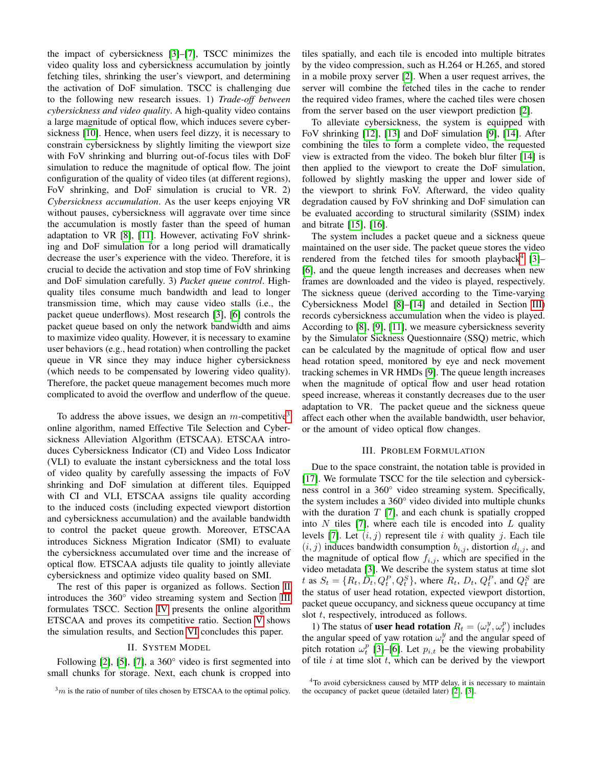the impact of cybersickness [3]–[7], TSCC minimizes the video quality loss and cybersickness accumulation by jointly fetching tiles, shrinking the user's viewport, and determining the activation of DoF simulation. TSCC is challenging due to the following new research issues. 1) *Trade-off between cybersickness and video quality*. A high-quality video contains a large magnitude of optical flow, which induces severe cybersickness [10]. Hence, when users feel dizzy, it is necessary to constrain cybersickness by slightly limiting the viewport size with FoV shrinking and blurring out-of-focus tiles with DoF simulation to reduce the magnitude of optical flow. The joint configuration of the quality of video tiles (at different regions), FoV shrinking, and DoF simulation is crucial to VR. 2) *Cybersickness accumulation*. As the user keeps enjoying VR without pauses, cybersickness will aggravate over time since the accumulation is mostly faster than the speed of human adaptation to VR [8], [11]. However, activating FoV shrinking and DoF simulation for a long period will dramatically decrease the user's experience with the video. Therefore, it is crucial to decide the activation and stop time of FoV shrinking and DoF simulation carefully. 3) *Packet queue control*. High-quality tiles consume much bandwidth and lead to longer transmission time, which may cause video stalls (i.e., the packet queue underflows). Most research [3], [6] controls the packet queue based on only the network bandwidth and aims to maximize video quality. However, it is necessary to examine user behaviors (e.g., head rotation) when controlling the packet queue in VR since they may induce higher cybersickness (which needs to be compensated by lowering video quality). Therefore, the packet queue management becomes much more complicated to avoid the overflow and underflow of the queue.

To address the above issues, we design an $m$-competitive[3] online algorithm, named Effective Tile Selection and Cybersickness Alleviation Algorithm (ETSCAA). ETSCAA introduces Cybersickness Indicator (CI) and Video Loss Indicator (VLI) to evaluate the instant cybersickness and the total loss of video quality by carefully assessing the impacts of FoV shrinking and DoF simulation at different tiles. Equipped with CI and VLI, ETSCAA assigns tile quality according to the induced costs (including expected viewport distortion and cybersickness accumulation) and the available bandwidth to control the packet queue growth. Moreover, ETSCAA introduces Sickness Migration Indicator (SMI) to evaluate the cybersickness accumulated over time and the increase of optical flow. ETSCAA adjusts tile quality to jointly alleviate cybersickness and optimize video quality based on SMI.

The rest of this paper is organized as follows. Section II introduces the 360° video streaming system and Section III formulates TSCC. Section IV presents the online algorithm ETSCAA and proves its competitive ratio. Section V shows the simulation results, and Section VI concludes this paper.

## II. System Model

Following [2], [5], [7], a 360° video is first segmented into small chunks for storage. Next, each chunk is cropped into tiles spatially, and each tile is encoded into multiple bitrates by the video compression, such as H.264 or H.265, and stored in a mobile proxy server [2]. When a user request arrives, the server will combine the fetched tiles in the cache to render the required video frames, where the cached tiles were chosen from the server based on the user viewport prediction [2].

To alleviate cybersickness, the system is equipped with FoV shrinking [12], [13] and DoF simulation [9], [14]. After combining the tiles to form a complete video, the requested view is extracted from the video. The bokeh blur filter [14] is then applied to the viewport to create the DoF simulation, followed by slightly masking the upper and lower side of the viewport to shrink FoV. Afterward, the video quality degradation caused by FoV shrinking and DoF simulation can be evaluated according to structural similarity (SSIM) index and bitrate [15], [16].

The system includes a packet queue and a sickness queue maintained on the user side. The packet queue stores the video rendered from the fetched tiles for smooth playback[4] [3]–[6], and the queue length increases and decreases when new frames are downloaded and the video is played, respectively. The sickness queue (derived according to the Time-varying Cybersickness Model [8]–[14] and detailed in Section III) records cybersickness accumulation when the video is played. According to [8], [9], [11], we measure cybersickness severity by the Simulator Sickness Questionnaire (SSQ) metric, which can be calculated by the magnitude of optical flow and user head rotation speed, monitored by eye and neck movement tracking schemes in VR HMDs [9]. The queue length increases when the magnitude of optical flow and user head rotation speed increase, whereas it constantly decreases due to the user adaptation to VR. The packet queue and the sickness queue affect each other when the available bandwidth, user behavior, or the amount of video optical flow changes.

## III. Problem Formulation

Due to the space constraint, the notation table is provided in [17]. We formulate TSCC for the tile selection and cybersickness control in a 360° video streaming system. Specifically, the system includes a 360° video divided into multiple chunks with the duration $T$ [7], and each chunk is spatially cropped into $N$ tiles [7], where each tile is encoded into $L$ quality levels [7]. Let $(i, j)$ represent tile $i$ with quality $j$. Each tile $(i, j)$ induces bandwidth consumption $b_{i,j}$, distortion $d_{i,j}$, and the magnitude of optical flow $f_{i,j}$, which are specified in the video metadata [3]. We describe the system status at time slot $t$ as $S_t = \{R_t, D_t, Q_t^P, Q_t^S\}$, where $R_t$, $D_t$, $Q_t^P$, and $Q_t^S$ are the status of user head rotation, expected viewport distortion, packet queue occupancy, and sickness queue occupancy at time slot $t$, respectively, introduced as follows.

1) The status of **user head rotation** $R_t = (\omega_t^y, \omega_t^p)$ includes the angular speed of yaw rotation $\omega_t^y$ and the angular speed of pitch rotation $\omega_t^p$ [3]–[6]. Let $p_{i,t}$ be the viewing probability of tile $i$ at time slot $t$, which can be derived by the viewport

[3] $m$ is the ratio of number of tiles chosen by ETSCAA to the optimal policy.

[4] To avoid cybersickness caused by MTP delay, it is necessary to maintain the occupancy of packet queue (detailed later) [2], [3].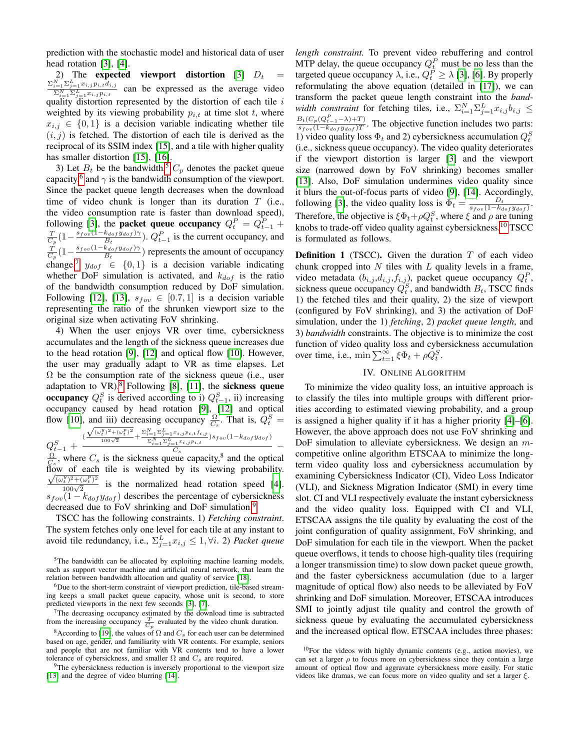prediction with the stochastic model and historical data of user head rotation [3], [4].

2) The **expected viewport distortion** [3] $D_t = \frac{\Sigma_{i=1}^{N}\Sigma_{j=1}^{L}x_{i,j}p_{i,t}d_{i,j}}{\Sigma_{i=1}^{N}\Sigma_{j=1}^{L}x_{i,j}p_{i,t}}$ can be expressed as the average video quality distortion represented by the distortion of each tile $i$ weighted by its viewing probability $p_{i,t}$ at time slot $t$, where $x_{i,j} \in \{0, 1\}$ is a decision variable indicating whether tile $(i, j)$ is fetched. The distortion of each tile is derived as the reciprocal of its SSIM index [15], and a tile with higher quality has smaller distortion [15], [16].

3) Let $B_t$ be the bandwidth.[5] $C_p$ denotes the packet queue capacity,[6] and $\gamma$ is the bandwidth consumption of the viewport. Since the packet queue length decreases when the download time of video chunk is longer than its duration $T$ (i.e., the video consumption rate is faster than download speed), following [3], the **packet queue occupancy** $Q_t^P = Q_{t-1}^P + \frac{T}{C_p}(1 - \frac{s_{fov}(1-k_{dof}y_{dof})\gamma}{B_t})$. $Q_{t-1}^P$ is the current occupancy, and $\frac{T}{C_p}(1 - \frac{s_{fov}(1-k_{dof}y_{dof})\gamma}{B_t})$ represents the amount of occupancy change.[7] $y_{dof} \in \{0, 1\}$ is a decision variable indicating whether DoF simulation is activated, and $k_{dof}$ is the ratio of the bandwidth consumption reduced by DoF simulation. Following [12], [13], $s_{fov} \in [0.7, 1]$ is a decision variable representing the ratio of the shrunken viewport size to the original size when activating FoV shrinking.

4) When the user enjoys VR over time, cybersickness accumulates and the length of the sickness queue increases due to the head rotation [9], [12] and optical flow [10]. However, the user may gradually adapt to VR as time elapses. Let $\Omega$ be the consumption rate of the sickness queue (i.e., user adaptation to VR).[8] Following [8], [11], the **sickness queue occupancy** $Q_t^S$ is derived according to i) $Q_{t-1}^S$, ii) increasing occupancy caused by head rotation [9], [12] and optical flow [10], and iii) decreasing occupancy $\frac{\Omega}{C_s}$. That is, $Q_t^S = Q_{t-1}^S + \frac{(\frac{\sqrt{(\omega_t^y)^2+(\omega_t^p)^2}}{100\sqrt{2}} + \frac{\Sigma_{i=1}^{N}\Sigma_{j=1}^{L}x_{i,j}p_{i,t}f_{i,j}}{\Sigma_{i=1}^{N}\Sigma_{j=1}^{L}x_{i,j}p_{i,t}})s_{fov}(1-k_{dof}y_{dof})}{C_s} - \frac{\Omega}{C_s}$, where $C_s$ is the sickness queue capacity,[8] and the optical flow of each tile is weighted by its viewing probability. $\frac{\sqrt{(\omega_t^y)^2+(\omega_t^p)^2}}{100\sqrt{2}}$ is the normalized head rotation speed [4]. $s_{fov}(1 - k_{dof}y_{dof})$ describes the percentage of cybersickness decreased due to FoV shrinking and DoF simulation.[9]

TSCC has the following constraints. 1) *Fetching constraint*. The system fetches only one level for each tile at any instant to avoid tile redundancy, i.e., $\Sigma_{j=1}^{L}x_{i,j} \leq 1, \forall i$. 2) *Packet queue length constraint.* To prevent video rebuffering and control MTP delay, the queue occupancy $Q_t^P$ must be no less than the targeted queue occupancy $\lambda$, i.e., $Q_t^P \geq \lambda$ [3], [6]. By properly reformulating the above equation (detailed in [17]), we can transform the packet queue length constraint into the *bandwidth constraint* for fetching tiles, i.e., $\Sigma_{i=1}^{N}\Sigma_{j=1}^{L}x_{i,j}b_{i,j} \leq \frac{B_t(C_p(Q_{t-1}^P-\lambda)+T)}{s_{fov}(1-k_{dof}y_{dof})T}$. The objective function includes two parts: 1) video quality loss $\Phi_t$ and 2) cybersickness accumulation $Q_t^S$ (i.e., sickness queue occupancy). The video quality deteriorates if the viewport distortion is larger [3] and the viewport size (narrowed down by FoV shrinking) becomes smaller [13]. Also, DoF simulation undermines video quality since it blurs the out-of-focus parts of video [9], [14]. Accordingly, following [3], the video quality loss is $\Phi_t = \frac{D_t}{s_{fov}(1-k_{dof}y_{dof})}$. Therefore, the objective is $\xi\Phi_t + \rho Q_t^S$, where $\xi$ and $\rho$ are tuning knobs to trade-off video quality against cybersickness.[10] TSCC is formulated as follows.

**Definition 1** (TSCC)**.** Given the duration $T$ of each video chunk cropped into $N$ tiles with $L$ quality levels in a frame, video metadata ($b_{i,j}$,$d_{i,j}$,$f_{i,j}$), packet queue occupancy $Q_t^P$, sickness queue occupancy $Q_t^S$, and bandwidth $B_t$, TSCC finds 1) the fetched tiles and their quality, 2) the size of viewport (configured by FoV shrinking), and 3) the activation of DoF simulation, under the 1) *fetching*, 2) *packet queue length*, and 3) *bandwidth* constraints. The objective is to minimize the cost function of video quality loss and cybersickness accumulation over time, i.e., $\min \sum_{t=1}^{\infty} \xi\Phi_t + \rho Q_t^S$.

## IV. Online Algorithm

To minimize the video quality loss, an intuitive approach is to classify the tiles into multiple groups with different priorities according to estimated viewing probability, and a group is assigned a higher quality if it has a higher priority [4]–[6]. However, the above approach does not use FoV shrinking and DoF simulation to alleviate cybersickness. We design an $m$-competitive online algorithm ETSCAA to minimize the long-term video quality loss and cybersickness accumulation by examining Cybersickness Indicator (CI), Video Loss Indicator (VLI), and Sickness Migration Indicator (SMI) in every time slot. CI and VLI respectively evaluate the instant cybersickness and the video quality loss. Equipped with CI and VLI, ETSCAA assigns the tile quality by evaluating the cost of the joint configuration of quality assignment, FoV shrinking, and DoF simulation for each tile in the viewport. When the packet queue overflows, it tends to choose high-quality tiles (requiring a longer transmission time) to slow down packet queue growth, and the faster cybersickness accumulation (due to a larger magnitude of optical flow) also needs to be alleviated by FoV shrinking and DoF simulation. Moreover, ETSCAA introduces SMI to jointly adjust tile quality and control the growth of sickness queue by evaluating the accumulated cybersickness and the increased optical flow. ETSCAA includes three phases:

---

[5] The bandwidth can be allocated by exploiting machine learning models, such as support vector machine and artificial neural network, that learn the relation between bandwidth allocation and quality of service [18].

[6] Due to the short-term constraint of viewport prediction, tile-based streaming keeps a small packet queue capacity, whose unit is second, to store predicted viewports in the next few seconds [3], [7].

[7] The decreasing occupancy estimated by the download time is subtracted from the increasing occupancy $\frac{T}{C_p}$ evaluated by the video chunk duration.

[8] According to [19], the values of $\Omega$ and $C_s$ for each user can be determined based on age, gender, and familiarity with VR contents. For example, seniors and people that are not familiar with VR contents tend to have a lower tolerance of cybersickness, and smaller $\Omega$ and $C_s$ are required.

[9] The cybersickness reduction is inversely proportional to the viewport size [13] and the degree of video blurring [14].

[10] For the videos with highly dynamic contents (e.g., action movies), we can set a larger $\rho$ to focus more on cybersickness since they contain a large amount of optical flow and aggravate cybersickness more easily. For static videos like dramas, we can focus more on video quality and set a larger $\xi$.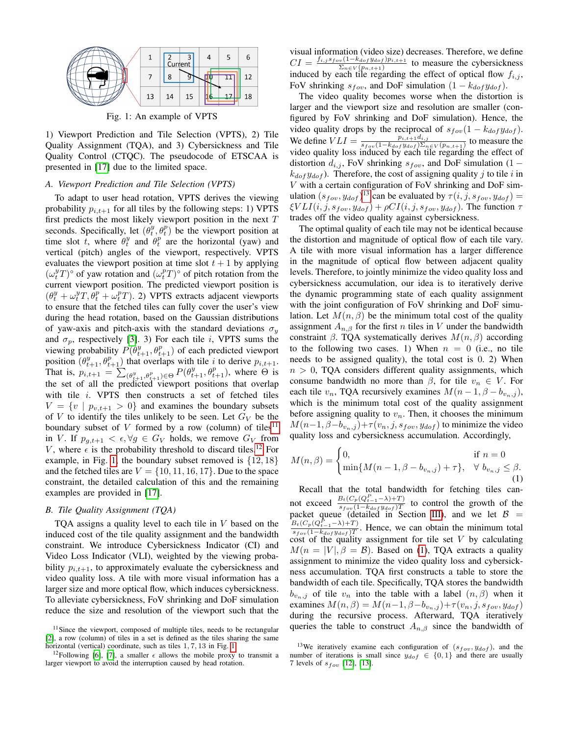Fig. 1: An example of VPTS

1) Viewport Prediction and Tile Selection (VPTS), 2) Tile Quality Assignment (TQA), and 3) Cybersickness and Tile Quality Control (CTQC). The pseudocode of ETSCAA is presented in [17] due to the limited space.

### A. Viewport Prediction and Tile Selection (VPTS)

To adapt to user head rotation, VPTS derives the viewing probability $p_{i,t+1}$ for all tiles by the following steps: 1) VPTS first predicts the most likely viewport position in the next $T$ seconds. Specifically, let $(\theta^y_t, \theta^p_t)$ be the viewport position at time slot $t$, where $\theta^y_t$ and $\theta^p_t$ are the horizontal (yaw) and vertical (pitch) angles of the viewport, respectively. VPTS evaluates the viewport position at time slot $t+1$ by applying $(\omega^y_t T)^\circ$ of yaw rotation and $(\omega^p_t T)^\circ$ of pitch rotation from the current viewport position. The predicted viewport position is $(\theta^y_t + \omega^y_t T, \theta^p_t + \omega^p_t T)$. 2) VPTS extracts adjacent viewports to ensure that the fetched tiles can fully cover the user's view during the head rotation, based on the Gaussian distributions of yaw-axis and pitch-axis with the standard deviations $\sigma_y$ and $\sigma_p$, respectively [3]. 3) For each tile $i$, VPTS sums the viewing probability $P(\theta^y_{t+1}, \theta^p_{t+1})$ of each predicted viewport position $(\theta^y_{t+1}, \theta^p_{t+1})$ that overlaps with tile $i$ to derive $p_{i,t+1}$. That is, $p_{i,t+1} = \sum_{(\theta^y_{t+1}, \theta^p_{t+1}) \in \Theta} P(\theta^y_{t+1}, \theta^p_{t+1})$, where $\Theta$ is the set of all the predicted viewport positions that overlap with tile $i$. VPTS then constructs a set of fetched tiles $V = \{v \mid p_{v,t+1} > 0\}$ and examines the boundary subsets of $V$ to identify the tiles unlikely to be seen. Let $G_V$ be the boundary subset of $V$ formed by a row (column) of tiles[11] in $V$. If $p_{g,t+1} < \epsilon, \forall g \in G_V$ holds, we remove $G_V$ from $V$, where $\epsilon$ is the probability threshold to discard tiles.[12] For example, in Fig. 1, the boundary subset removed is $\{12, 18\}$ and the fetched tiles are $V = \{10, 11, 16, 17\}$. Due to the space constraint, the detailed calculation of this and the remaining examples are provided in [17].

### B. Tile Quality Assignment (TQA)

TQA assigns a quality level to each tile in $V$ based on the induced cost of the tile quality assignment and the bandwidth constraint. We introduce Cybersickness Indicator (CI) and Video Loss Indicator (VLI), weighted by the viewing probability $p_{i,t+1}$, to approximately evaluate the cybersickness and video quality loss. A tile with more visual information has a larger size and more optical flow, which induces cybersickness. To alleviate cybersickness, FoV shrinking and DoF simulation reduce the size and resolution of the viewport such that the visual information (video size) decreases. Therefore, we define $CI = \frac{f_{i,j} s_{fov}(1-k_{dof}y_{dof})p_{i,t+1}}{\Sigma_{n \in V}(p_{n,t+1})}$ to measure the cybersickness induced by each tile regarding the effect of optical flow $f_{i,j}$, FoV shrinking $s_{fov}$, and DoF simulation $(1 - k_{dof}y_{dof})$.

The video quality becomes worse when the distortion is larger and the viewport size and resolution are smaller (configured by FoV shrinking and DoF simulation). Hence, the video quality drops by the reciprocal of $s_{fov}(1 - k_{dof}y_{dof})$. We define $VLI = \frac{p_{i,t+1}d_{i,j}}{s_{fov}(1-k_{dof}y_{dof})\Sigma_{n \in V}(p_{n,t+1})}$ to measure the video quality loss induced by each tile regarding the effect of distortion $d_{i,j}$, FoV shrinking $s_{fov}$, and DoF simulation $(1 - k_{dof}y_{dof})$. Therefore, the cost of assigning quality $j$ to tile $i$ in $V$ with a certain configuration of FoV shrinking and DoF simulation $(s_{fov}, y_{dof})$[13] can be evaluated by $\tau(i, j, s_{fov}, y_{dof}) = \xi VLI(i, j, s_{fov}, y_{dof}) + \rho CI(i, j, s_{fov}, y_{dof})$. The function $\tau$ trades off the video quality against cybersickness.

The optimal quality of each tile may not be identical because the distortion and magnitude of optical flow of each tile vary. A tile with more visual information has a larger difference in the magnitude of optical flow between adjacent quality levels. Therefore, to jointly minimize the video quality loss and cybersickness accumulation, our idea is to iteratively derive the dynamic programming state of each quality assignment with the joint configuration of FoV shrinking and DoF simulation. Let $M(n, \beta)$ be the minimum total cost of the quality assignment $A_{n,\beta}$ for the first $n$ tiles in $V$ under the bandwidth constraint $\beta$. TQA systematically derives $M(n, \beta)$ according to the following two cases. 1) When $n = 0$ (i.e., no tile needs to be assigned quality), the total cost is 0. 2) When $n > 0$, TQA considers different quality assignments, which consume bandwidth no more than $\beta$, for tile $v_n \in V$. For each tile $v_n$, TQA recursively examines $M(n-1, \beta - b_{v_n,j})$, which is the minimum total cost of the quality assignment before assigning quality to $v_n$. Then, it chooses the minimum $M(n-1, \beta - b_{v_n,j}) + \tau(v_n, j, s_{fov}, y_{dof})$ to minimize the video quality loss and cybersickness accumulation. Accordingly,

$$M(n, \beta) = \begin{cases} 0, & \text{if } n = 0 \\ \min\{M(n-1, \beta - b_{v_n,j}) + \tau\}, & \forall\ b_{v_n,j} \leq \beta. \end{cases} \tag{1}$$

Recall that the total bandwidth for fetching tiles cannot exceed $\frac{B_t(C_p(Q^P_{t-1} - \lambda) + T)}{s_{fov}(1-k_{dof}y_{dof})T}$ to control the growth of the packet queue (detailed in Section III), and we let $\mathcal{B} = \frac{B_t(C_p(Q^P_{t-1} - \lambda) + T)}{s_{fov}(1-k_{dof}y_{dof})T}$. Hence, we can obtain the minimum total cost of the quality assignment for tile set $V$ by calculating $M(n = |V|, \beta = \mathcal{B})$. Based on (1), TQA extracts a quality assignment to minimize the video quality loss and cybersickness accumulation. TQA first constructs a table to store the bandwidth of each tile. Specifically, TQA stores the bandwidth $b_{v_n,j}$ of tile $v_n$ into the table with a label $(n, \beta)$ when it examines $M(n, \beta) = M(n-1, \beta - b_{v_n,j}) + \tau(v_n, j, s_{fov}, y_{dof})$ during the recursive process. Afterward, TQA iteratively queries the table to construct $A_{n,\beta}$ since the bandwidth of

---

[11] Since the viewport, composed of multiple tiles, needs to be rectangular [2], a row (column) of tiles in a set is defined as the tiles sharing the same horizontal (vertical) coordinate, such as tiles 1, 7, 13 in Fig. 1.

[12] Following [6], [7], a smaller $\epsilon$ allows the mobile proxy to transmit a larger viewport to avoid the interruption caused by head rotation.

[13] We iteratively examine each configuration of $(s_{fov}, y_{dof})$, and the number of iterations is small since $y_{dof} \in \{0, 1\}$ and there are usually 7 levels of $s_{fov}$ [12], [13].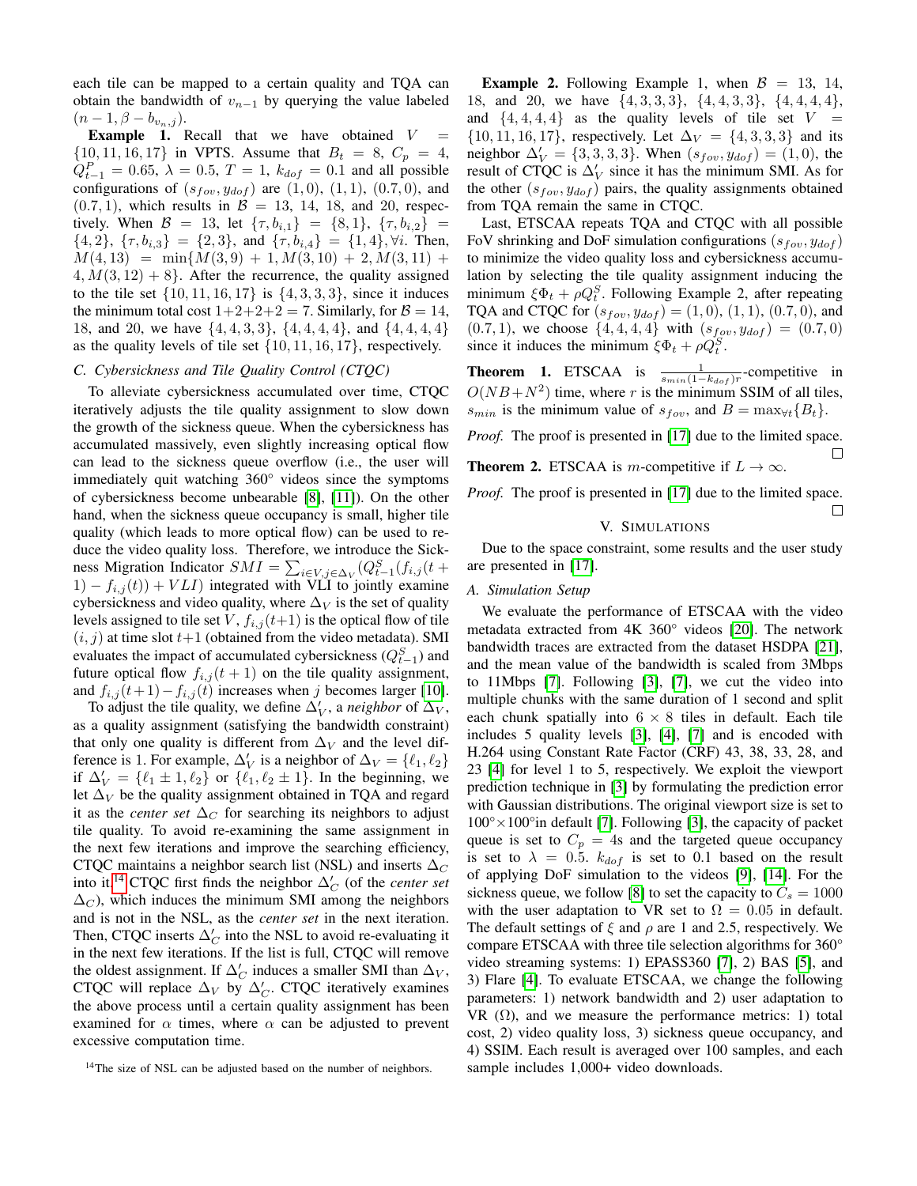each tile can be mapped to a certain quality and TQA can obtain the bandwidth of $v_{n-1}$ by querying the value labeled $(n-1, \beta - b_{v_n,j})$.

**Example 1.** Recall that we have obtained $V = \{10, 11, 16, 17\}$ in VPTS. Assume that $B_t = 8$, $C_p = 4$, $Q^P_{t-1} = 0.65$, $\lambda = 0.5$, $T = 1$, $k_{dof} = 0.1$ and all possible configurations of $(s_{fov}, y_{dof})$ are $(1, 0)$, $(1, 1)$, $(0.7, 0)$, and $(0.7, 1)$, which results in $\mathcal{B} = 13$, 14, 18, and 20, respectively. When $\mathcal{B} = 13$, let $\{\tau, b_{i,1}\} = \{8, 1\}$, $\{\tau, b_{i,2}\} = \{4, 2\}$, $\{\tau, b_{i,3}\} = \{2, 3\}$, and $\{\tau, b_{i,4}\} = \{1, 4\}, \forall i$. Then, $M(4, 13) = \min\{M(3, 9) + 1, M(3, 10) + 2, M(3, 11) + 4, M(3, 12) + 8\}$. After the recurrence, the quality assigned to the tile set $\{10, 11, 16, 17\}$ is $\{4, 3, 3, 3\}$, since it induces the minimum total cost $1+2+2+2 = 7$. Similarly, for $\mathcal{B} = 14$, 18, and 20, we have $\{4, 4, 3, 3\}$, $\{4, 4, 4, 4\}$, and $\{4, 4, 4, 4\}$ as the quality levels of tile set $\{10, 11, 16, 17\}$, respectively.

### C. Cybersickness and Tile Quality Control (CTQC)

To alleviate cybersickness accumulated over time, CTQC iteratively adjusts the tile quality assignment to slow down the growth of the sickness queue. When the cybersickness has accumulated massively, even slightly increasing optical flow can lead to the sickness queue overflow (i.e., the user will immediately quit watching 360° videos since the symptoms of cybersickness become unbearable [8], [11]). On the other hand, when the sickness queue occupancy is small, higher tile quality (which leads to more optical flow) can be used to reduce the video quality loss. Therefore, we introduce the Sickness Migration Indicator $SMI = \sum_{i \in V, j \in \Delta_V} (Q^S_{t-1}(f_{i,j}(t+1) - f_{i,j}(t)) + VLI)$ integrated with VLI to jointly examine cybersickness and video quality, where $\Delta_V$ is the set of quality levels assigned to tile set $V$, $f_{i,j}(t+1)$ is the optical flow of tile $(i, j)$ at time slot $t+1$ (obtained from the video metadata). SMI evaluates the impact of accumulated cybersickness ($Q^S_{t-1}$) and future optical flow $f_{i,j}(t+1)$ on the tile quality assignment, and $f_{i,j}(t+1) - f_{i,j}(t)$ increases when $j$ becomes larger [10].

To adjust the tile quality, we define $\Delta'_V$, a *neighbor* of $\Delta_V$, as a quality assignment (satisfying the bandwidth constraint) that only one quality is different from $\Delta_V$ and the level difference is 1. For example, $\Delta'_V$ is a neighbor of $\Delta_V = \{\ell_1, \ell_2\}$ if $\Delta'_V = \{\ell_1 \pm 1, \ell_2\}$ or $\{\ell_1, \ell_2 \pm 1\}$. In the beginning, we let $\Delta_V$ be the quality assignment obtained in TQA and regard it as the *center set* $\Delta_C$ for searching its neighbors to adjust tile quality. To avoid re-examining the same assignment in the next few iterations and improve the searching efficiency, CTQC maintains a neighbor search list (NSL) and inserts $\Delta_C$ into it.[14] CTQC first finds the neighbor $\Delta'_C$ (of the *center set* $\Delta_C$), which induces the minimum SMI among the neighbors and is not in the NSL, as the *center set* in the next iteration. Then, CTQC inserts $\Delta'_C$ into the NSL to avoid re-evaluating it in the next few iterations. If the list is full, CTQC will remove the oldest assignment. If $\Delta'_C$ induces a smaller SMI than $\Delta_V$, CTQC will replace $\Delta_V$ by $\Delta'_C$. CTQC iteratively examines the above process until a certain quality assignment has been examined for $\alpha$ times, where $\alpha$ can be adjusted to prevent excessive computation time.

[14] The size of NSL can be adjusted based on the number of neighbors.

**Example 2.** Following Example 1, when $\mathcal{B} = 13$, 14, 18, and 20, we have $\{4, 3, 3, 3\}$, $\{4, 4, 3, 3\}$, $\{4, 4, 4, 4\}$, and $\{4, 4, 4, 4\}$ as the quality levels of tile set $V = \{10, 11, 16, 17\}$, respectively. Let $\Delta_V = \{4, 3, 3, 3\}$ and its neighbor $\Delta'_V = \{3, 3, 3, 3\}$. When $(s_{fov}, y_{dof}) = (1, 0)$, the result of CTQC is $\Delta'_V$ since it has the minimum SMI. As for the other $(s_{fov}, y_{dof})$ pairs, the quality assignments obtained from TQA remain the same in CTQC.

Last, ETSCAA repeats TQA and CTQC with all possible FoV shrinking and DoF simulation configurations $(s_{fov}, y_{dof})$ to minimize the video quality loss and cybersickness accumulation by selecting the tile quality assignment inducing the minimum $\xi \Phi_t + \rho Q^S_t$. Following Example 2, after repeating TQA and CTQC for $(s_{fov}, y_{dof}) = (1, 0)$, $(1, 1)$, $(0.7, 0)$, and $(0.7, 1)$, we choose $\{4, 4, 4, 4\}$ with $(s_{fov}, y_{dof}) = (0.7, 0)$ since it induces the minimum $\xi \Phi_t + \rho Q^S_t$.

**Theorem 1.** ETSCAA is $\frac{1}{s_{min}(1-k_{dof})r}$-competitive in $O(NB + N^2)$ time, where $r$ is the minimum SSIM of all tiles, $s_{min}$ is the minimum value of $s_{fov}$, and $B = \max_{\forall t}\{B_t\}$.

*Proof.* The proof is presented in [17] due to the limited space. □

**Theorem 2.** ETSCAA is $m$-competitive if $L \to \infty$.

*Proof.* The proof is presented in [17] due to the limited space. □

## V. Simulations

Due to the space constraint, some results and the user study are presented in [17].

### A. Simulation Setup

We evaluate the performance of ETSCAA with the video metadata extracted from 4K 360° videos [20]. The network bandwidth traces are extracted from the dataset HSDPA [21], and the mean value of the bandwidth is scaled from 3Mbps to 11Mbps [7]. Following [3], [7], we cut the video into multiple chunks with the same duration of 1 second and split each chunk spatially into 6 × 8 tiles in default. Each tile includes 5 quality levels [3], [4], [7] and is encoded with H.264 using Constant Rate Factor (CRF) 43, 38, 33, 28, and 23 [4] for level 1 to 5, respectively. We exploit the viewport prediction technique in [3] by formulating the prediction error with Gaussian distributions. The original viewport size is set to 100°×100°in default [7]. Following [3], the capacity of packet queue is set to $C_p = 4$s and the targeted queue occupancy is set to $\lambda = 0.5$. $k_{dof}$ is set to 0.1 based on the result of applying DoF simulation to the videos [9], [14]. For the sickness queue, we follow [8] to set the capacity to $C_s = 1000$ with the user adaptation to VR set to $\Omega = 0.05$ in default. The default settings of $\xi$ and $\rho$ are 1 and 2.5, respectively. We compare ETSCAA with three tile selection algorithms for 360° video streaming systems: 1) EPASS360 [7], 2) BAS [5], and 3) Flare [4]. To evaluate ETSCAA, we change the following parameters: 1) network bandwidth and 2) user adaptation to VR ($\Omega$), and we measure the performance metrics: 1) total cost, 2) video quality loss, 3) sickness queue occupancy, and 4) SSIM. Each result is averaged over 100 samples, and each sample includes 1,000+ video downloads.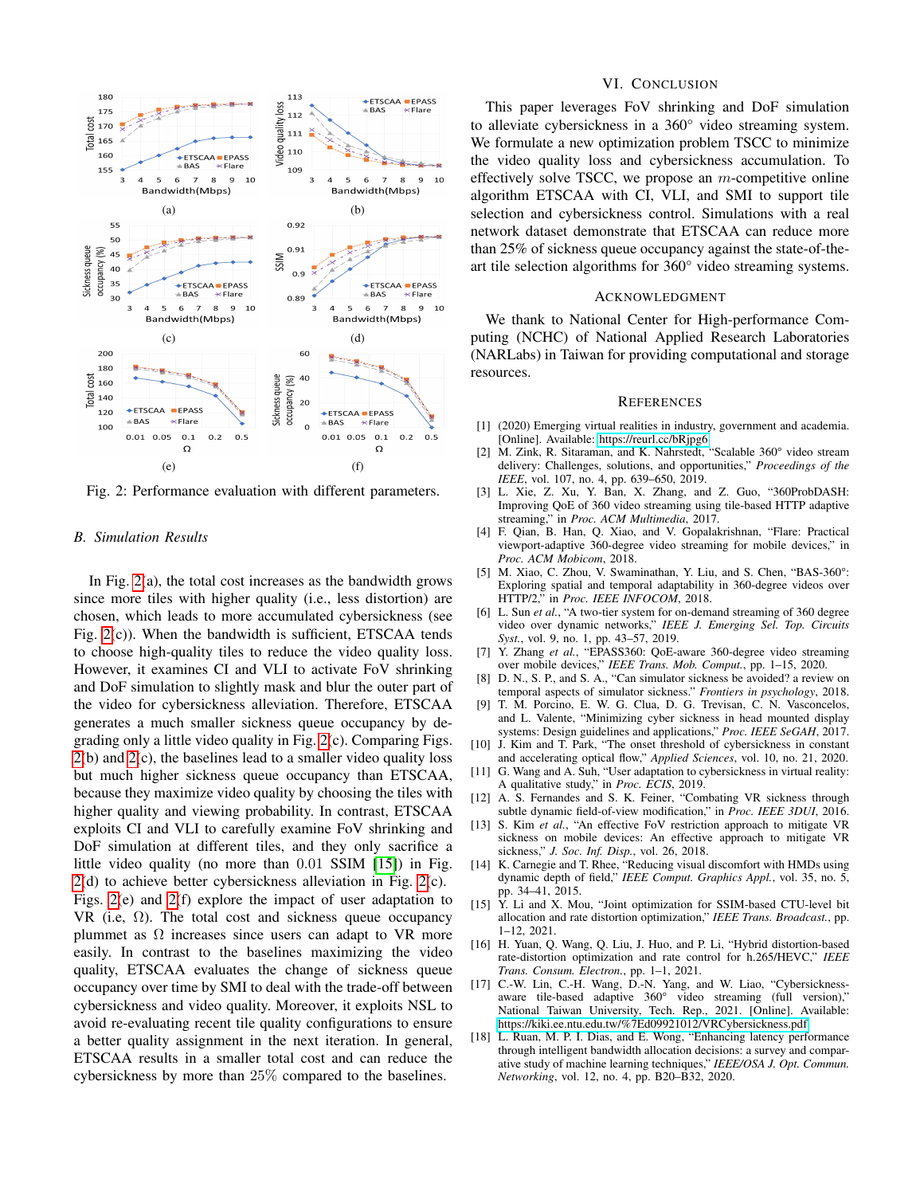Fig. 2: Performance evaluation with different parameters.

### B. Simulation Results

In Fig. 2(a), the total cost increases as the bandwidth grows since more tiles with higher quality (i.e., less distortion) are chosen, which leads to more accumulated cybersickness (see Fig. 2(c)). When the bandwidth is sufficient, ETSCAA tends to choose high-quality tiles to reduce the video quality loss. However, it examines CI and VLI to activate FoV shrinking and DoF simulation to slightly mask and blur the outer part of the video for cybersickness alleviation. Therefore, ETSCAA generates a much smaller sickness queue occupancy by degrading only a little video quality in Fig. 2(c). Comparing Figs. 2(b) and 2(c), the baselines lead to a smaller video quality loss but much higher sickness queue occupancy than ETSCAA, because they maximize video quality by choosing the tiles with higher quality and viewing probability. In contrast, ETSCAA exploits CI and VLI to carefully examine FoV shrinking and DoF simulation at different tiles, and they only sacrifice a little video quality (no more than 0.01 SSIM [15]) in Fig. 2(d) to achieve better cybersickness alleviation in Fig. 2(c). Figs. 2(e) and 2(f) explore the impact of user adaptation to VR (i.e, $\Omega$). The total cost and sickness queue occupancy plummet as $\Omega$ increases since users can adapt to VR more easily. In contrast to the baselines maximizing the video quality, ETSCAA evaluates the change of sickness queue occupancy over time by SMI to deal with the trade-off between cybersickness and video quality. Moreover, it exploits NSL to avoid re-evaluating recent tile quality configurations to ensure a better quality assignment in the next iteration. In general, ETSCAA results in a smaller total cost and can reduce the cybersickness by more than 25% compared to the baselines.

## VI. Conclusion

This paper leverages FoV shrinking and DoF simulation to alleviate cybersickness in a 360° video streaming system. We formulate a new optimization problem TSCC to minimize the video quality loss and cybersickness accumulation. To effectively solve TSCC, we propose an $m$-competitive online algorithm ETSCAA with CI, VLI, and SMI to support tile selection and cybersickness control. Simulations with a real network dataset demonstrate that ETSCAA can reduce more than 25% of sickness queue occupancy against the state-of-the-art tile selection algorithms for 360° video streaming systems.

## Acknowledgment

We thank to National Center for High-performance Computing (NCHC) of National Applied Research Laboratories (NARLabs) in Taiwan for providing computational and storage resources.

## References

[1] (2020) Emerging virtual realities in industry, government and academia. [Online]. Available: https://reurl.cc/bRjpg6

[2] M. Zink, R. Sitaraman, and K. Nahrstedt, "Scalable 360° video stream delivery: Challenges, solutions, and opportunities," *Proceedings of the IEEE*, vol. 107, no. 4, pp. 639–650, 2019.

[3] L. Xie, Z. Xu, Y. Ban, X. Zhang, and Z. Guo, "360ProbDASH: Improving QoE of 360 video streaming using tile-based HTTP adaptive streaming," in *Proc. ACM Multimedia*, 2017.

[4] F. Qian, B. Han, Q. Xiao, and V. Gopalakrishnan, "Flare: Practical viewport-adaptive 360-degree video streaming for mobile devices," in *Proc. ACM Mobicom*, 2018.

[5] M. Xiao, C. Zhou, V. Swaminathan, Y. Liu, and S. Chen, "BAS-360°: Exploring spatial and temporal adaptability in 360-degree videos over HTTP/2," in *Proc. IEEE INFOCOM*, 2018.

[6] L. Sun *et al.*, "A two-tier system for on-demand streaming of 360 degree video over dynamic networks," *IEEE J. Emerging Sel. Top. Circuits Syst.*, vol. 9, no. 1, pp. 43–57, 2019.

[7] Y. Zhang *et al.*, "EPASS360: QoE-aware 360-degree video streaming over mobile devices," *IEEE Trans. Mob. Comput.*, pp. 1–15, 2020.

[8] D. N., S. P., and S. A., "Can simulator sickness be avoided? a review on temporal aspects of simulator sickness," *Frontiers in psychology*, 2018.

[9] T. M. Porcino, E. W. G. Clua, D. G. Trevisan, C. N. Vasconcelos, and L. Valente, "Minimizing cyber sickness in head mounted display systems: Design guidelines and applications," *Proc. IEEE SeGAH*, 2017.

[10] J. Kim and T. Park, "The onset threshold of cybersickness in constant and accelerating optical flow," *Applied Sciences*, vol. 10, no. 21, 2020.

[11] G. Wang and A. Suh, "User adaptation to cybersickness in virtual reality: A qualitative study," in *Proc. ECIS*, 2019.

[12] A. S. Fernandes and S. K. Feiner, "Combating VR sickness through subtle dynamic field-of-view modification," in *Proc. IEEE 3DUI*, 2016.

[13] S. Kim *et al.*, "An effective FoV restriction approach to mitigate VR sickness on mobile devices: An effective approach to mitigate VR sickness," *J. Soc. Inf. Disp.*, vol. 26, 2018.

[14] K. Carnegie and T. Rhee, "Reducing visual discomfort with HMDs using dynamic depth of field," *IEEE Comput. Graphics Appl.*, vol. 35, no. 5, pp. 34–41, 2015.

[15] Y. Li and X. Mou, "Joint optimization for SSIM-based CTU-level bit allocation and rate distortion optimization," *IEEE Trans. Broadcast.*, pp. 1–12, 2021.

[16] H. Yuan, Q. Wang, Q. Liu, J. Huo, and P. Li, "Hybrid distortion-based rate-distortion optimization and rate control for h.265/HEVC," *IEEE Trans. Consum. Electron.*, pp. 1–1, 2021.

[17] C.-W. Lin, C.-H. Wang, D.-N. Yang, and W. Liao, "Cybersickness-aware tile-based adaptive 360° video streaming (full version)," National Taiwan University, Tech. Rep., 2021. [Online]. Available: https://kiki.ee.ntu.edu.tw/%7Ed09921012/VRCybersickness.pdf

[18] L. Ruan, M. P. I. Dias, and E. Wong, "Enhancing latency performance through intelligent bandwidth allocation decisions: a survey and comparative study of machine learning techniques," *IEEE/OSA J. Opt. Commun. Networking*, vol. 12, no. 4, pp. B20–B32, 2020.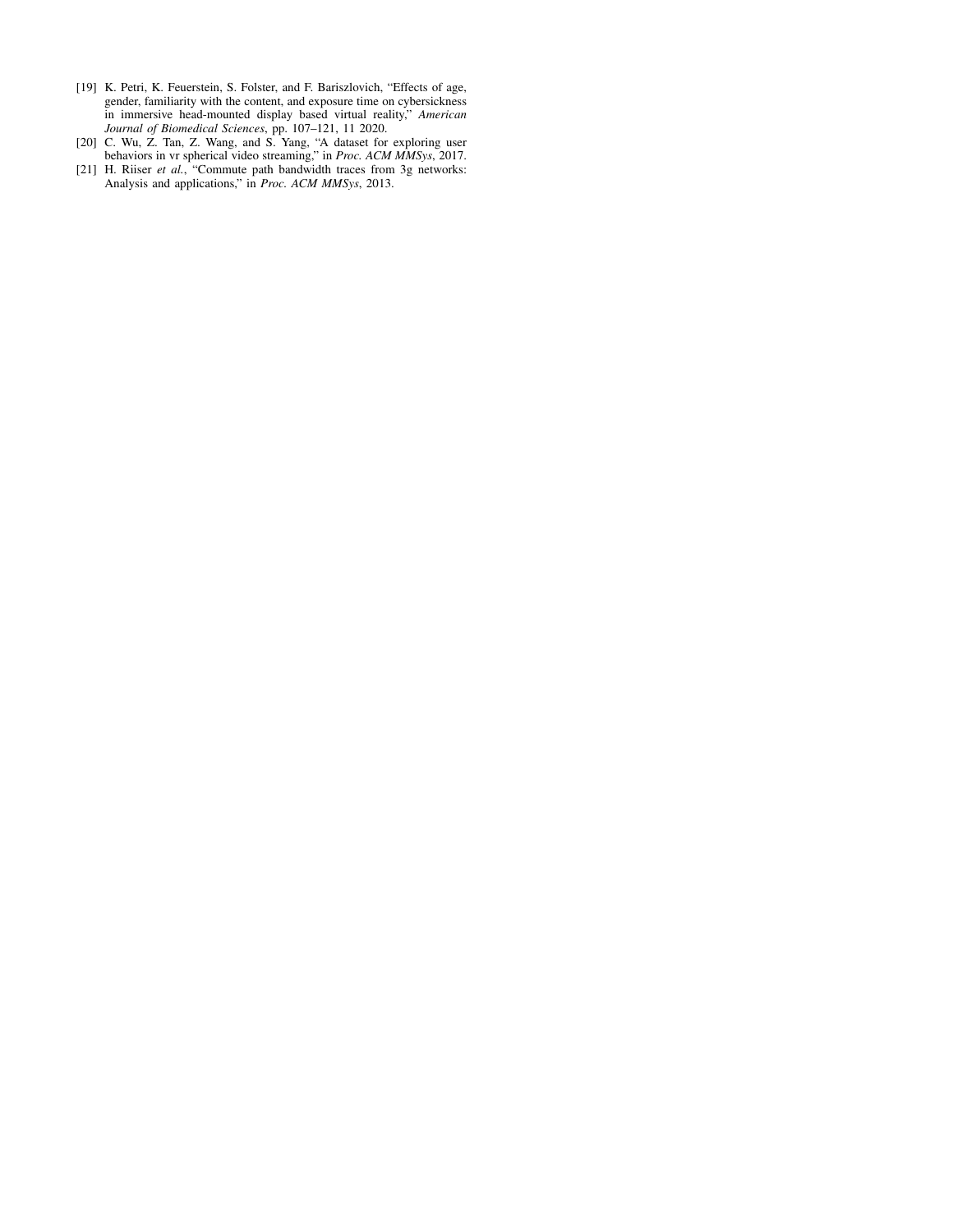[19] K. Petri, K. Feuerstein, S. Folster, and F. Bariszlovich, "Effects of age, gender, familiarity with the content, and exposure time on cybersickness in immersive head-mounted display based virtual reality," *American Journal of Biomedical Sciences*, pp. 107–121, 11 2020.

[20] C. Wu, Z. Tan, Z. Wang, and S. Yang, "A dataset for exploring user behaviors in vr spherical video streaming," in *Proc. ACM MMSys*, 2017.

[21] H. Riiser *et al.*, "Commute path bandwidth traces from 3g networks: Analysis and applications," in *Proc. ACM MMSys*, 2013.